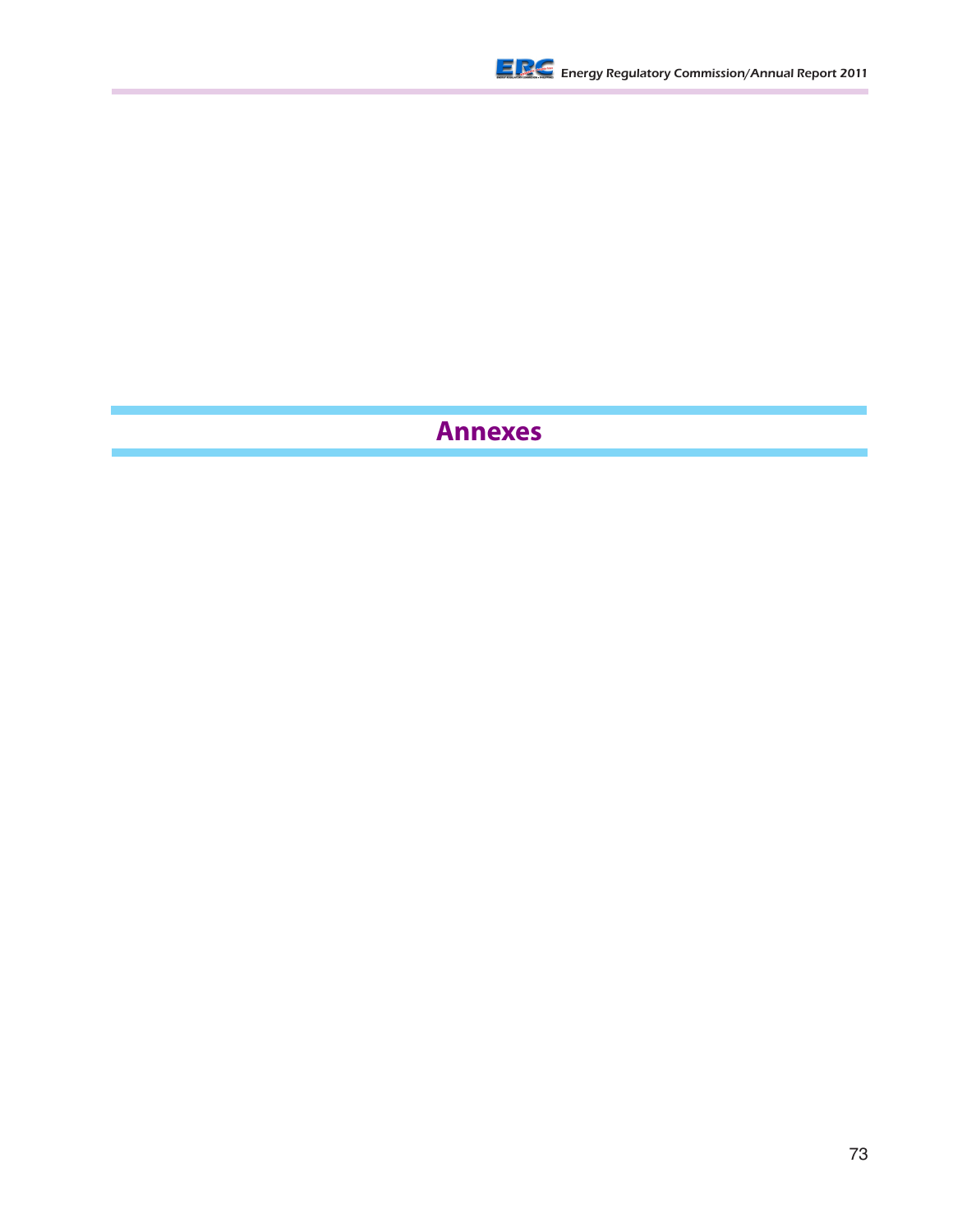# Annexes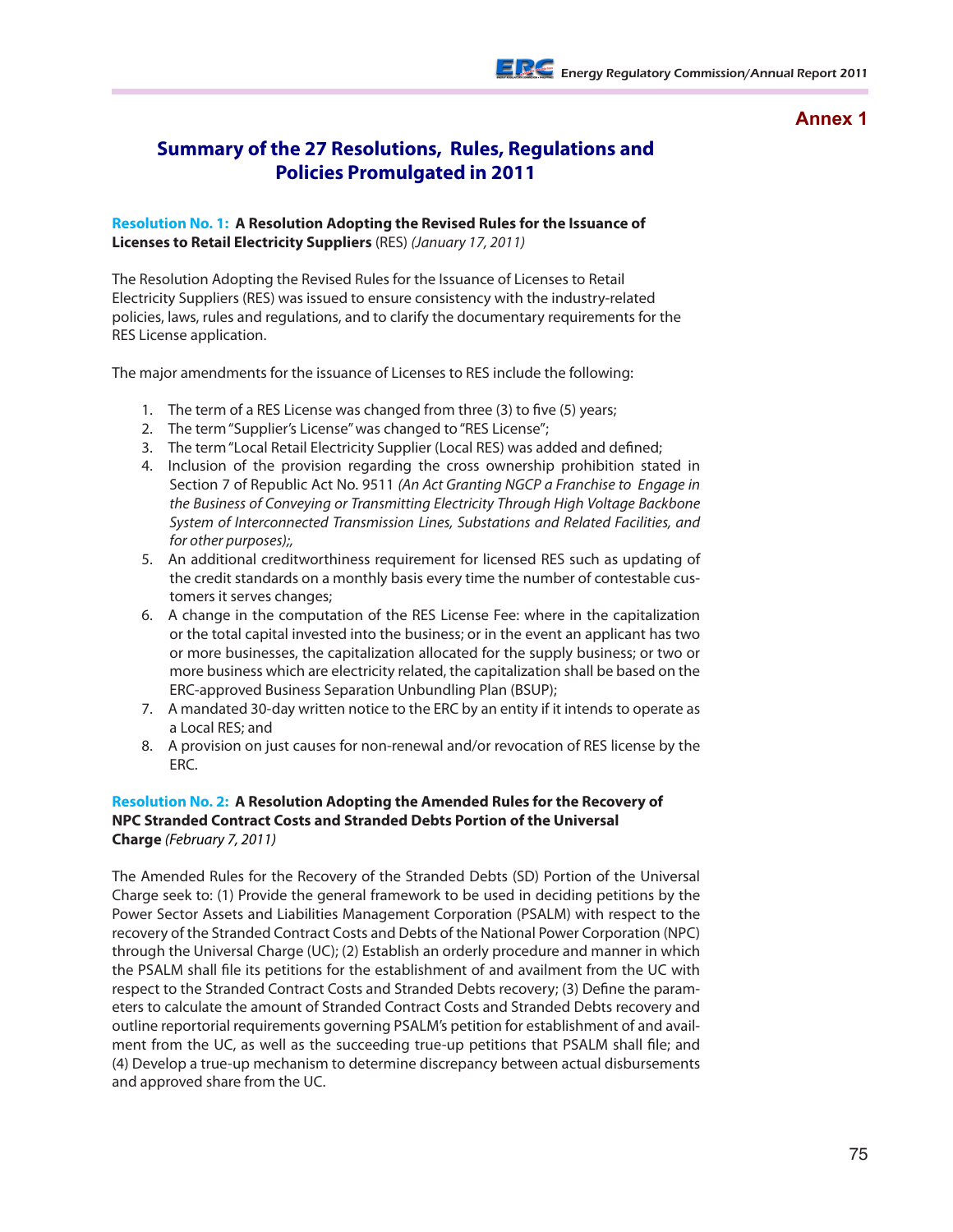Annex 1

## Summary of the 27 Resolutions, Rules, Regulations and Policies Promulgated in 2011

**Resolution No. 1: A Resolution Adopting the Revised Rules for the Issuance of Licenses to Retail Electricity Suppliers** (RES) *(January 17, 2011)*

The Resolution Adopting the Revised Rules for the Issuance of Licenses to Retail Electricity Suppliers (RES) was issued to ensure consistency with the industry-related policies, laws, rules and regulations, and to clarify the documentary requirements for the RES License application.

The major amendments for the issuance of Licenses to RES include the following:

1. The term of a RES License was changed from three (3) to five (5) years;
2. The term "Supplier's License" was changed to "RES License";
3. The term "Local Retail Electricity Supplier (Local RES) was added and defined;
4. Inclusion of the provision regarding the cross ownership prohibition stated in Section 7 of Republic Act No. 9511 *(An Act Granting NGCP a Franchise to Engage in the Business of Conveying or Transmitting Electricity Through High Voltage Backbone System of Interconnected Transmission Lines, Substations and Related Facilities, and for other purposes);*,
5. An additional creditworthiness requirement for licensed RES such as updating of the credit standards on a monthly basis every time the number of contestable customers it serves changes;
6. A change in the computation of the RES License Fee: where in the capitalization or the total capital invested into the business; or in the event an applicant has two or more businesses, the capitalization allocated for the supply business; or two or more business which are electricity related, the capitalization shall be based on the ERC-approved Business Separation Unbundling Plan (BSUP);
7. A mandated 30-day written notice to the ERC by an entity if it intends to operate as a Local RES; and
8. A provision on just causes for non-renewal and/or revocation of RES license by the ERC.

**Resolution No. 2: A Resolution Adopting the Amended Rules for the Recovery of NPC Stranded Contract Costs and Stranded Debts Portion of the Universal Charge** *(February 7, 2011)*

The Amended Rules for the Recovery of the Stranded Debts (SD) Portion of the Universal Charge seek to: (1) Provide the general framework to be used in deciding petitions by the Power Sector Assets and Liabilities Management Corporation (PSALM) with respect to the recovery of the Stranded Contract Costs and Debts of the National Power Corporation (NPC) through the Universal Charge (UC); (2) Establish an orderly procedure and manner in which the PSALM shall file its petitions for the establishment of and availment from the UC with respect to the Stranded Contract Costs and Stranded Debts recovery; (3) Define the parameters to calculate the amount of Stranded Contract Costs and Stranded Debts recovery and outline reportorial requirements governing PSALM's petition for establishment of and availment from the UC, as well as the succeeding true-up petitions that PSALM shall file; and (4) Develop a true-up mechanism to determine discrepancy between actual disbursements and approved share from the UC.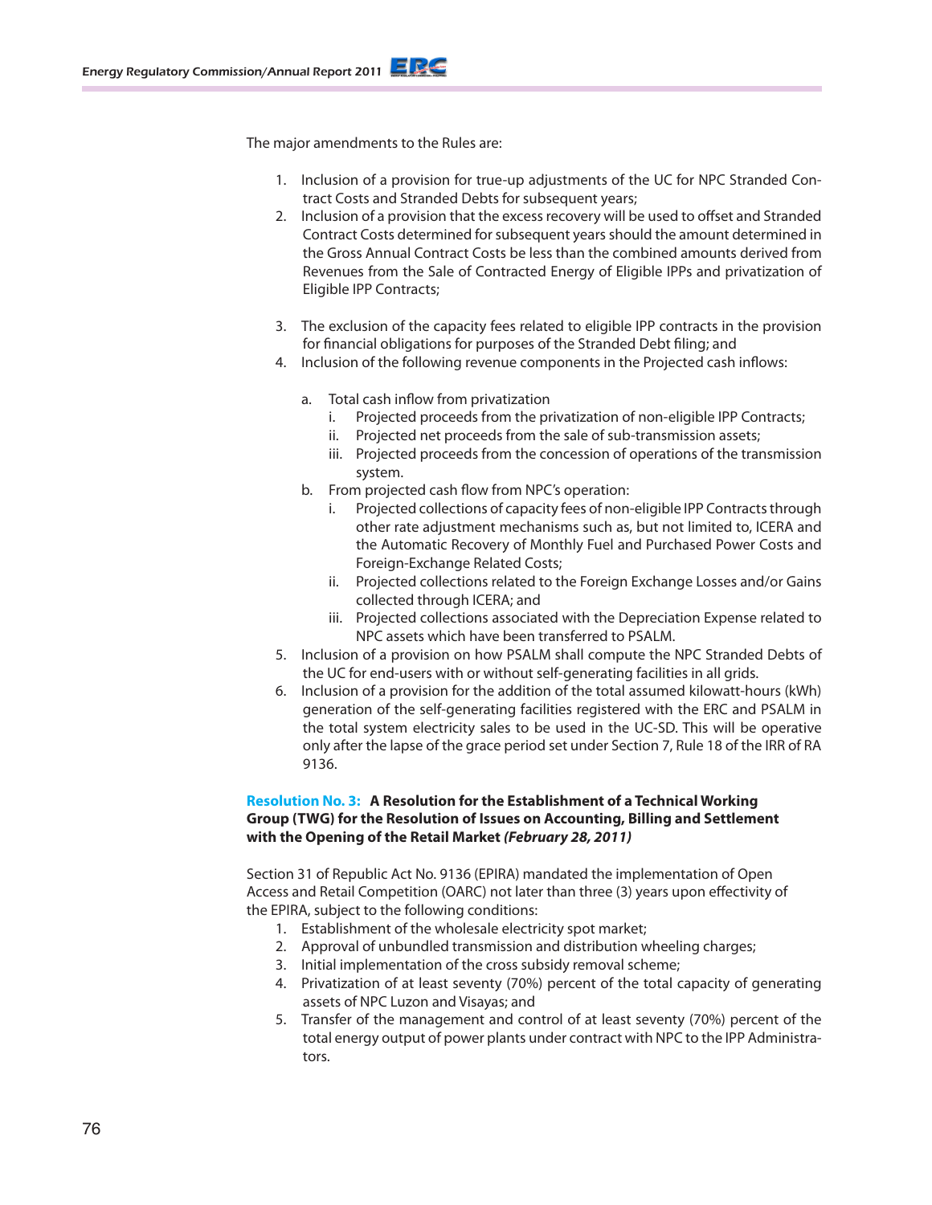The major amendments to the Rules are:

1. Inclusion of a provision for true-up adjustments of the UC for NPC Stranded Contract Costs and Stranded Debts for subsequent years;
2. Inclusion of a provision that the excess recovery will be used to offset and Stranded Contract Costs determined for subsequent years should the amount determined in the Gross Annual Contract Costs be less than the combined amounts derived from Revenues from the Sale of Contracted Energy of Eligible IPPs and privatization of Eligible IPP Contracts;
3. The exclusion of the capacity fees related to eligible IPP contracts in the provision for financial obligations for purposes of the Stranded Debt filing; and
4. Inclusion of the following revenue components in the Projected cash inflows:
   a. Total cash inflow from privatization
      i. Projected proceeds from the privatization of non-eligible IPP Contracts;
      ii. Projected net proceeds from the sale of sub-transmission assets;
      iii. Projected proceeds from the concession of operations of the transmission system.
   b. From projected cash flow from NPC's operation:
      i. Projected collections of capacity fees of non-eligible IPP Contracts through other rate adjustment mechanisms such as, but not limited to, ICERA and the Automatic Recovery of Monthly Fuel and Purchased Power Costs and Foreign-Exchange Related Costs;
      ii. Projected collections related to the Foreign Exchange Losses and/or Gains collected through ICERA; and
      iii. Projected collections associated with the Depreciation Expense related to NPC assets which have been transferred to PSALM.
5. Inclusion of a provision on how PSALM shall compute the NPC Stranded Debts of the UC for end-users with or without self-generating facilities in all grids.
6. Inclusion of a provision for the addition of the total assumed kilowatt-hours (kWh) generation of the self-generating facilities registered with the ERC and PSALM in the total system electricity sales to be used in the UC-SD. This will be operative only after the lapse of the grace period set under Section 7, Rule 18 of the IRR of RA 9136.

**Resolution No. 3: A Resolution for the Establishment of a Technical Working Group (TWG) for the Resolution of Issues on Accounting, Billing and Settlement with the Opening of the Retail Market *(February 28, 2011)***

Section 31 of Republic Act No. 9136 (EPIRA) mandated the implementation of Open Access and Retail Competition (OARC) not later than three (3) years upon effectivity of the EPIRA, subject to the following conditions:

1. Establishment of the wholesale electricity spot market;
2. Approval of unbundled transmission and distribution wheeling charges;
3. Initial implementation of the cross subsidy removal scheme;
4. Privatization of at least seventy (70%) percent of the total capacity of generating assets of NPC Luzon and Visayas; and
5. Transfer of the management and control of at least seventy (70%) percent of the total energy output of power plants under contract with NPC to the IPP Administrators.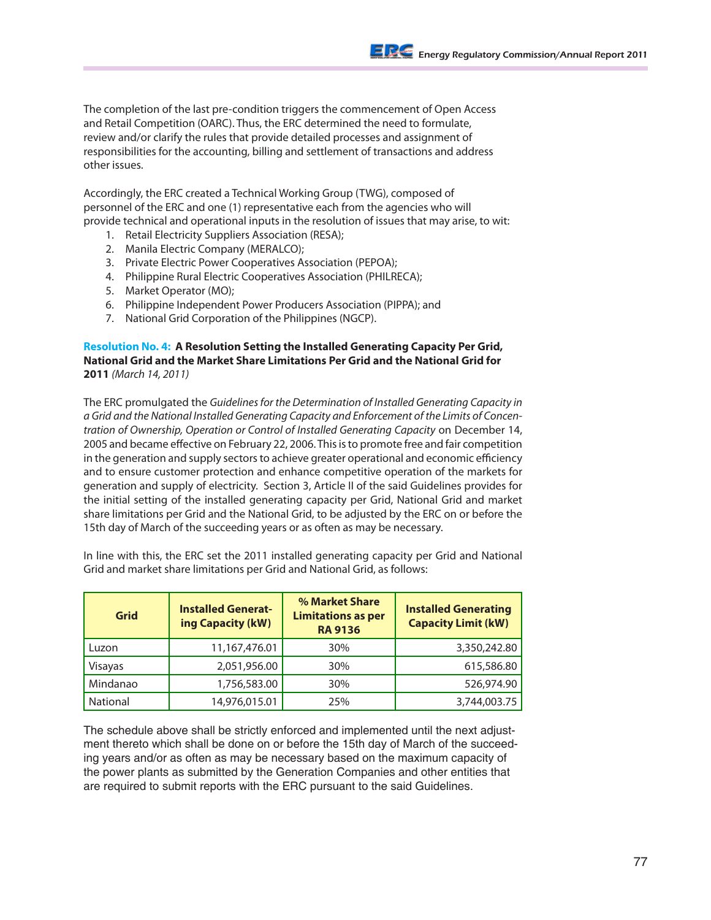The completion of the last pre-condition triggers the commencement of Open Access and Retail Competition (OARC). Thus, the ERC determined the need to formulate, review and/or clarify the rules that provide detailed processes and assignment of responsibilities for the accounting, billing and settlement of transactions and address other issues.

Accordingly, the ERC created a Technical Working Group (TWG), composed of personnel of the ERC and one (1) representative each from the agencies who will provide technical and operational inputs in the resolution of issues that may arise, to wit:

1. Retail Electricity Suppliers Association (RESA);
2. Manila Electric Company (MERALCO);
3. Private Electric Power Cooperatives Association (PEPOA);
4. Philippine Rural Electric Cooperatives Association (PHILRECA);
5. Market Operator (MO);
6. Philippine Independent Power Producers Association (PIPPA); and
7. National Grid Corporation of the Philippines (NGCP).

**Resolution No. 4: A Resolution Setting the Installed Generating Capacity Per Grid, National Grid and the Market Share Limitations Per Grid and the National Grid for 2011** *(March 14, 2011)*

The ERC promulgated the *Guidelines for the Determination of Installed Generating Capacity in a Grid and the National Installed Generating Capacity and Enforcement of the Limits of Concentration of Ownership, Operation or Control of Installed Generating Capacity* on December 14, 2005 and became effective on February 22, 2006. This is to promote free and fair competition in the generation and supply sectors to achieve greater operational and economic efficiency and to ensure customer protection and enhance competitive operation of the markets for generation and supply of electricity. Section 3, Article II of the said Guidelines provides for the initial setting of the installed generating capacity per Grid, National Grid and market share limitations per Grid and the National Grid, to be adjusted by the ERC on or before the 15th day of March of the succeeding years or as often as may be necessary.

In line with this, the ERC set the 2011 installed generating capacity per Grid and National Grid and market share limitations per Grid and National Grid, as follows:

| Grid | Installed Generating Capacity (kW) | % Market Share Limitations as per RA 9136 | Installed Generating Capacity Limit (kW) |
|---|---|---|---|
| Luzon | 11,167,476.01 | 30% | 3,350,242.80 |
| Visayas | 2,051,956.00 | 30% | 615,586.80 |
| Mindanao | 1,756,583.00 | 30% | 526,974.90 |
| National | 14,976,015.01 | 25% | 3,744,003.75 |

The schedule above shall be strictly enforced and implemented until the next adjustment thereto which shall be done on or before the 15th day of March of the succeeding years and/or as often as may be necessary based on the maximum capacity of the power plants as submitted by the Generation Companies and other entities that are required to submit reports with the ERC pursuant to the said Guidelines.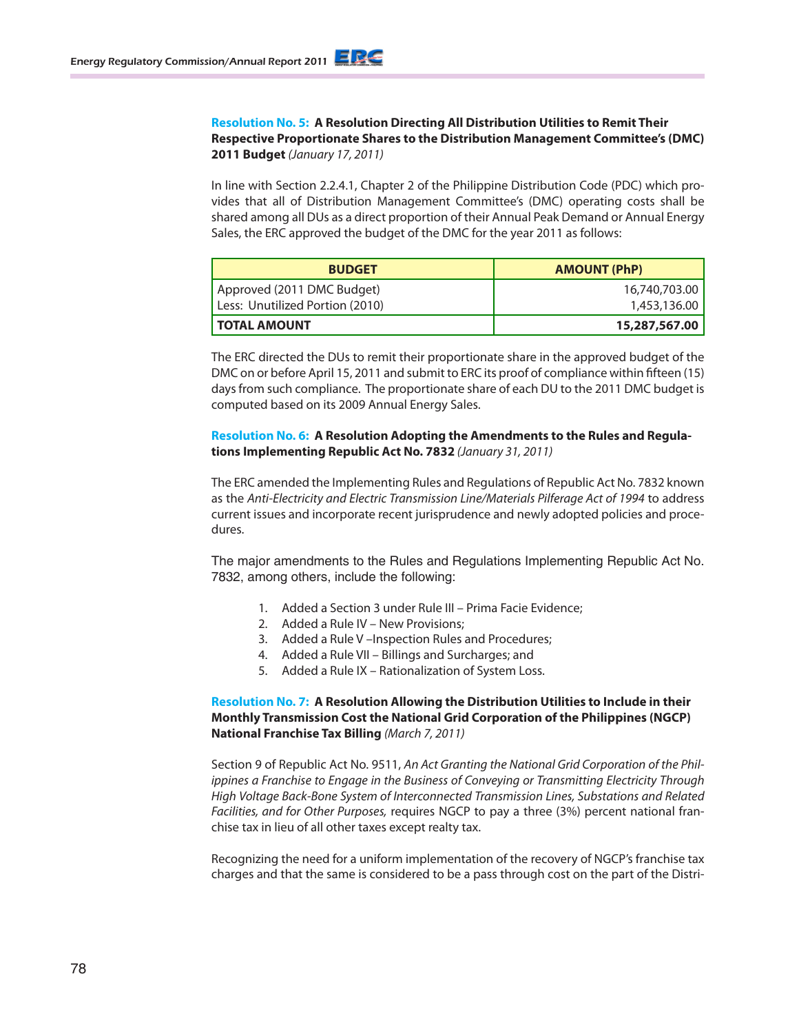**Resolution No. 5: A Resolution Directing All Distribution Utilities to Remit Their Respective Proportionate Shares to the Distribution Management Committee's (DMC) 2011 Budget** *(January 17, 2011)*

In line with Section 2.2.4.1, Chapter 2 of the Philippine Distribution Code (PDC) which provides that all of Distribution Management Committee's (DMC) operating costs shall be shared among all DUs as a direct proportion of their Annual Peak Demand or Annual Energy Sales, the ERC approved the budget of the DMC for the year 2011 as follows:

| BUDGET | AMOUNT (PhP) |
|---|---|
| Approved (2011 DMC Budget) | 16,740,703.00 |
| Less: Unutilized Portion (2010) | 1,453,136.00 |
| **TOTAL AMOUNT** | **15,287,567.00** |

The ERC directed the DUs to remit their proportionate share in the approved budget of the DMC on or before April 15, 2011 and submit to ERC its proof of compliance within fifteen (15) days from such compliance. The proportionate share of each DU to the 2011 DMC budget is computed based on its 2009 Annual Energy Sales.

**Resolution No. 6: A Resolution Adopting the Amendments to the Rules and Regulations Implementing Republic Act No. 7832** *(January 31, 2011)*

The ERC amended the Implementing Rules and Regulations of Republic Act No. 7832 known as the *Anti-Electricity and Electric Transmission Line/Materials Pilferage Act of 1994* to address current issues and incorporate recent jurisprudence and newly adopted policies and procedures.

The major amendments to the Rules and Regulations Implementing Republic Act No. 7832, among others, include the following:

1. Added a Section 3 under Rule III – Prima Facie Evidence;
2. Added a Rule IV – New Provisions;
3. Added a Rule V –Inspection Rules and Procedures;
4. Added a Rule VII – Billings and Surcharges; and
5. Added a Rule IX – Rationalization of System Loss.

**Resolution No. 7: A Resolution Allowing the Distribution Utilities to Include in their Monthly Transmission Cost the National Grid Corporation of the Philippines (NGCP) National Franchise Tax Billing** *(March 7, 2011)*

Section 9 of Republic Act No. 9511, *An Act Granting the National Grid Corporation of the Philippines a Franchise to Engage in the Business of Conveying or Transmitting Electricity Through High Voltage Back-Bone System of Interconnected Transmission Lines, Substations and Related Facilities, and for Other Purposes,* requires NGCP to pay a three (3%) percent national franchise tax in lieu of all other taxes except realty tax.

Recognizing the need for a uniform implementation of the recovery of NGCP's franchise tax charges and that the same is considered to be a pass through cost on the part of the Distri-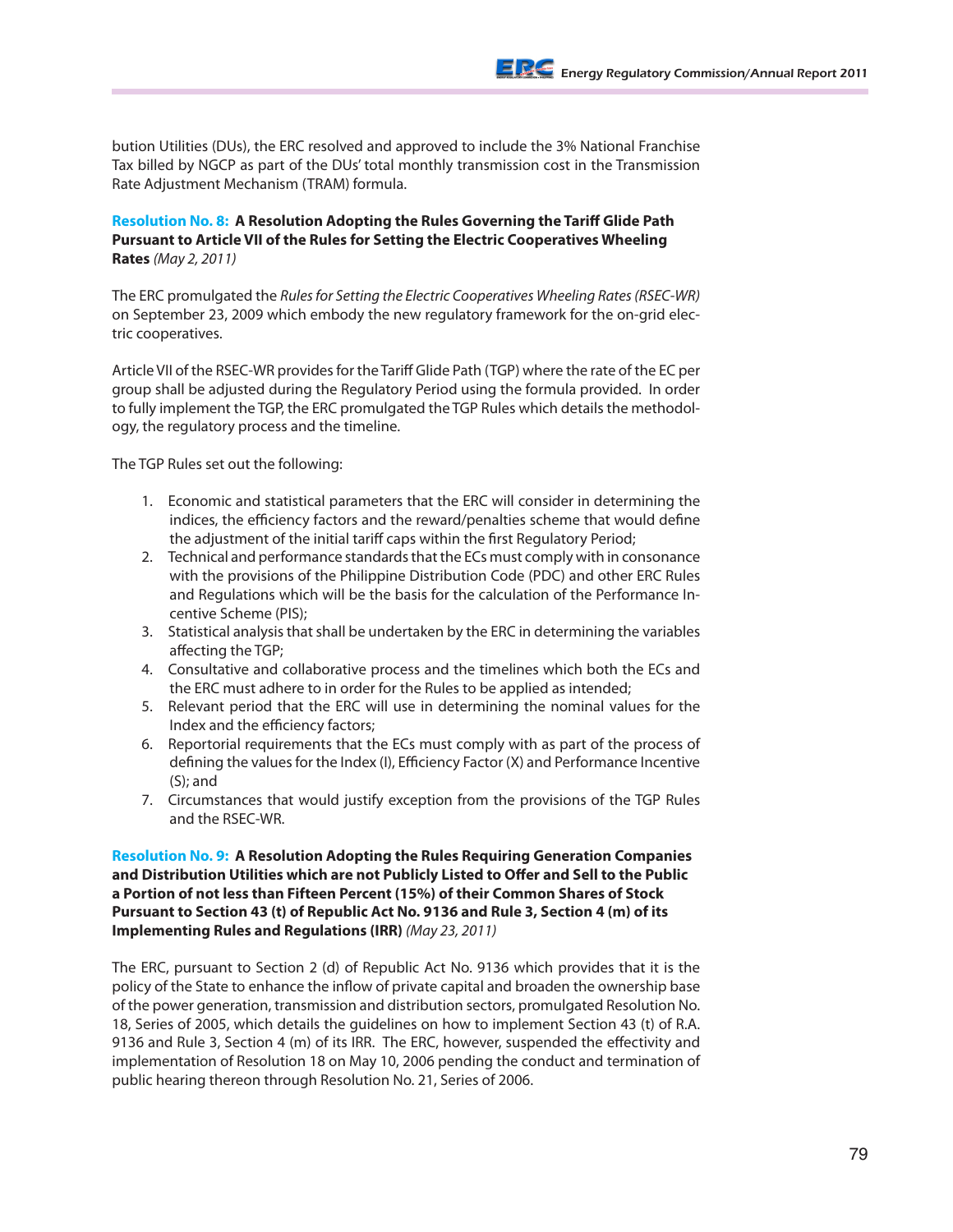bution Utilities (DUs), the ERC resolved and approved to include the 3% National Franchise Tax billed by NGCP as part of the DUs' total monthly transmission cost in the Transmission Rate Adjustment Mechanism (TRAM) formula.

**Resolution No. 8: A Resolution Adopting the Rules Governing the Tariff Glide Path Pursuant to Article VII of the Rules for Setting the Electric Cooperatives Wheeling Rates** *(May 2, 2011)*

The ERC promulgated the *Rules for Setting the Electric Cooperatives Wheeling Rates (RSEC-WR)* on September 23, 2009 which embody the new regulatory framework for the on-grid electric cooperatives.

Article VII of the RSEC-WR provides for the Tariff Glide Path (TGP) where the rate of the EC per group shall be adjusted during the Regulatory Period using the formula provided. In order to fully implement the TGP, the ERC promulgated the TGP Rules which details the methodology, the regulatory process and the timeline.

The TGP Rules set out the following:

1. Economic and statistical parameters that the ERC will consider in determining the indices, the efficiency factors and the reward/penalties scheme that would define the adjustment of the initial tariff caps within the first Regulatory Period;
2. Technical and performance standards that the ECs must comply with in consonance with the provisions of the Philippine Distribution Code (PDC) and other ERC Rules and Regulations which will be the basis for the calculation of the Performance Incentive Scheme (PIS);
3. Statistical analysis that shall be undertaken by the ERC in determining the variables affecting the TGP;
4. Consultative and collaborative process and the timelines which both the ECs and the ERC must adhere to in order for the Rules to be applied as intended;
5. Relevant period that the ERC will use in determining the nominal values for the Index and the efficiency factors;
6. Reportorial requirements that the ECs must comply with as part of the process of defining the values for the Index (I), Efficiency Factor (X) and Performance Incentive (S); and
7. Circumstances that would justify exception from the provisions of the TGP Rules and the RSEC-WR.

**Resolution No. 9: A Resolution Adopting the Rules Requiring Generation Companies and Distribution Utilities which are not Publicly Listed to Offer and Sell to the Public a Portion of not less than Fifteen Percent (15%) of their Common Shares of Stock Pursuant to Section 43 (t) of Republic Act No. 9136 and Rule 3, Section 4 (m) of its Implementing Rules and Regulations (IRR)** *(May 23, 2011)*

The ERC, pursuant to Section 2 (d) of Republic Act No. 9136 which provides that it is the policy of the State to enhance the inflow of private capital and broaden the ownership base of the power generation, transmission and distribution sectors, promulgated Resolution No. 18, Series of 2005, which details the guidelines on how to implement Section 43 (t) of R.A. 9136 and Rule 3, Section 4 (m) of its IRR. The ERC, however, suspended the effectivity and implementation of Resolution 18 on May 10, 2006 pending the conduct and termination of public hearing thereon through Resolution No. 21, Series of 2006.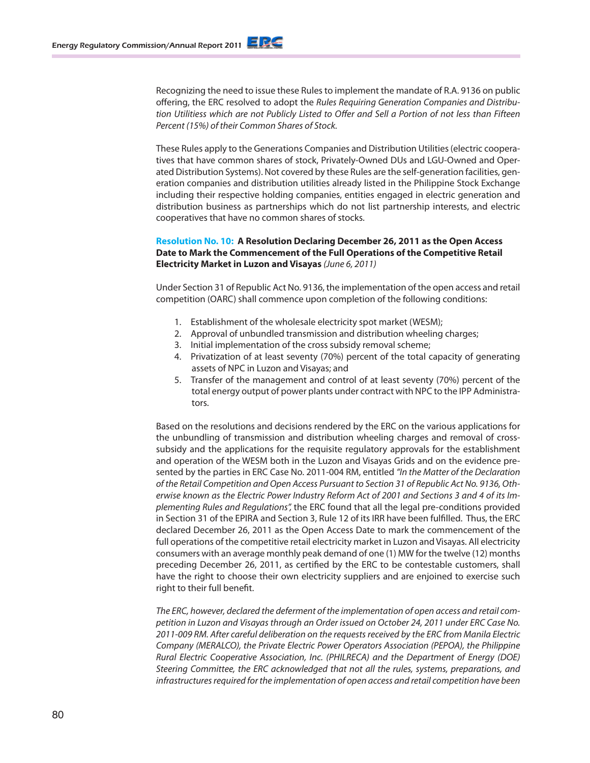Recognizing the need to issue these Rules to implement the mandate of R.A. 9136 on public offering, the ERC resolved to adopt the *Rules Requiring Generation Companies and Distribution Utilitiess which are not Publicly Listed to Offer and Sell a Portion of not less than Fifteen Percent (15%) of their Common Shares of Stock.*

These Rules apply to the Generations Companies and Distribution Utilities (electric cooperatives that have common shares of stock, Privately-Owned DUs and LGU-Owned and Operated Distribution Systems). Not covered by these Rules are the self-generation facilities, generation companies and distribution utilities already listed in the Philippine Stock Exchange including their respective holding companies, entities engaged in electric generation and distribution business as partnerships which do not list partnership interests, and electric cooperatives that have no common shares of stocks.

**Resolution No. 10: A Resolution Declaring December 26, 2011 as the Open Access Date to Mark the Commencement of the Full Operations of the Competitive Retail Electricity Market in Luzon and Visayas** *(June 6, 2011)*

Under Section 31 of Republic Act No. 9136, the implementation of the open access and retail competition (OARC) shall commence upon completion of the following conditions:

1. Establishment of the wholesale electricity spot market (WESM);
2. Approval of unbundled transmission and distribution wheeling charges;
3. Initial implementation of the cross subsidy removal scheme;
4. Privatization of at least seventy (70%) percent of the total capacity of generating assets of NPC in Luzon and Visayas; and
5. Transfer of the management and control of at least seventy (70%) percent of the total energy output of power plants under contract with NPC to the IPP Administrators.

Based on the resolutions and decisions rendered by the ERC on the various applications for the unbundling of transmission and distribution wheeling charges and removal of cross-subsidy and the applications for the requisite regulatory approvals for the establishment and operation of the WESM both in the Luzon and Visayas Grids and on the evidence presented by the parties in ERC Case No. 2011-004 RM, entitled *"In the Matter of the Declaration of the Retail Competition and Open Access Pursuant to Section 31 of Republic Act No. 9136, Otherwise known as the Electric Power Industry Reform Act of 2001 and Sections 3 and 4 of its Implementing Rules and Regulations"*, the ERC found that all the legal pre-conditions provided in Section 31 of the EPIRA and Section 3, Rule 12 of its IRR have been fulfilled. Thus, the ERC declared December 26, 2011 as the Open Access Date to mark the commencement of the full operations of the competitive retail electricity market in Luzon and Visayas. All electricity consumers with an average monthly peak demand of one (1) MW for the twelve (12) months preceding December 26, 2011, as certified by the ERC to be contestable customers, shall have the right to choose their own electricity suppliers and are enjoined to exercise such right to their full benefit.

*The ERC, however, declared the deferment of the implementation of open access and retail competition in Luzon and Visayas through an Order issued on October 24, 2011 under ERC Case No. 2011-009 RM. After careful deliberation on the requests received by the ERC from Manila Electric Company (MERALCO), the Private Electric Power Operators Association (PEPOA), the Philippine Rural Electric Cooperative Association, Inc. (PHILRECA) and the Department of Energy (DOE) Steering Committee, the ERC acknowledged that not all the rules, systems, preparations, and infrastructures required for the implementation of open access and retail competition have been*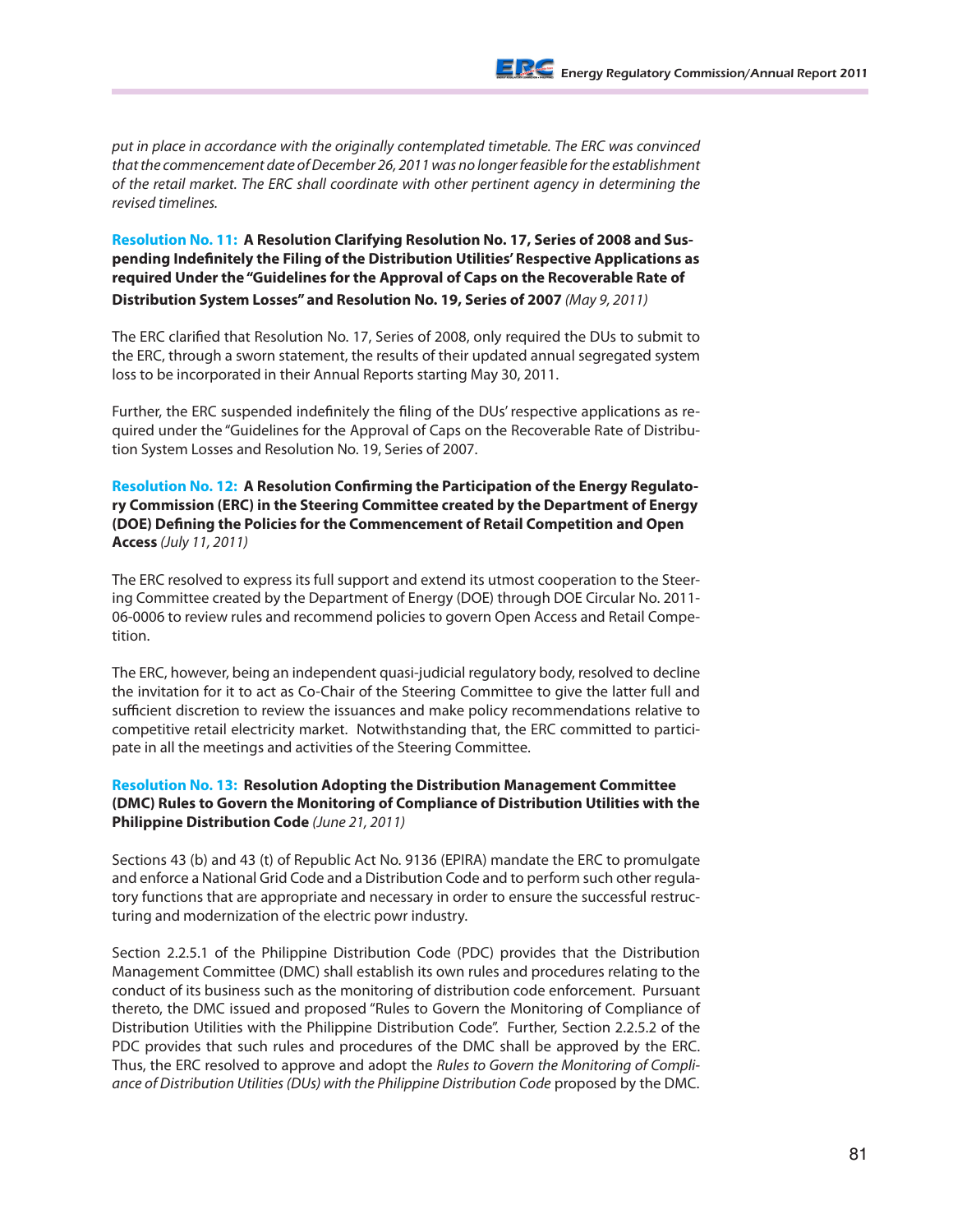*put in place in accordance with the originally contemplated timetable. The ERC was convinced that the commencement date of December 26, 2011 was no longer feasible for the establishment of the retail market. The ERC shall coordinate with other pertinent agency in determining the revised timelines.*

**Resolution No. 11: A Resolution Clarifying Resolution No. 17, Series of 2008 and Suspending Indefinitely the Filing of the Distribution Utilities' Respective Applications as required Under the "Guidelines for the Approval of Caps on the Recoverable Rate of Distribution System Losses" and Resolution No. 19, Series of 2007** *(May 9, 2011)*

The ERC clarified that Resolution No. 17, Series of 2008, only required the DUs to submit to the ERC, through a sworn statement, the results of their updated annual segregated system loss to be incorporated in their Annual Reports starting May 30, 2011.

Further, the ERC suspended indefinitely the filing of the DUs' respective applications as required under the "Guidelines for the Approval of Caps on the Recoverable Rate of Distribution System Losses and Resolution No. 19, Series of 2007.

**Resolution No. 12: A Resolution Confirming the Participation of the Energy Regulatory Commission (ERC) in the Steering Committee created by the Department of Energy (DOE) Defining the Policies for the Commencement of Retail Competition and Open Access** *(July 11, 2011)*

The ERC resolved to express its full support and extend its utmost cooperation to the Steering Committee created by the Department of Energy (DOE) through DOE Circular No. 2011-06-0006 to review rules and recommend policies to govern Open Access and Retail Competition.

The ERC, however, being an independent quasi-judicial regulatory body, resolved to decline the invitation for it to act as Co-Chair of the Steering Committee to give the latter full and sufficient discretion to review the issuances and make policy recommendations relative to competitive retail electricity market. Notwithstanding that, the ERC committed to participate in all the meetings and activities of the Steering Committee.

**Resolution No. 13: Resolution Adopting the Distribution Management Committee (DMC) Rules to Govern the Monitoring of Compliance of Distribution Utilities with the Philippine Distribution Code** *(June 21, 2011)*

Sections 43 (b) and 43 (t) of Republic Act No. 9136 (EPIRA) mandate the ERC to promulgate and enforce a National Grid Code and a Distribution Code and to perform such other regulatory functions that are appropriate and necessary in order to ensure the successful restructuring and modernization of the electric powr industry.

Section 2.2.5.1 of the Philippine Distribution Code (PDC) provides that the Distribution Management Committee (DMC) shall establish its own rules and procedures relating to the conduct of its business such as the monitoring of distribution code enforcement. Pursuant thereto, the DMC issued and proposed "Rules to Govern the Monitoring of Compliance of Distribution Utilities with the Philippine Distribution Code". Further, Section 2.2.5.2 of the PDC provides that such rules and procedures of the DMC shall be approved by the ERC. Thus, the ERC resolved to approve and adopt the *Rules to Govern the Monitoring of Compliance of Distribution Utilities (DUs) with the Philippine Distribution Code* proposed by the DMC.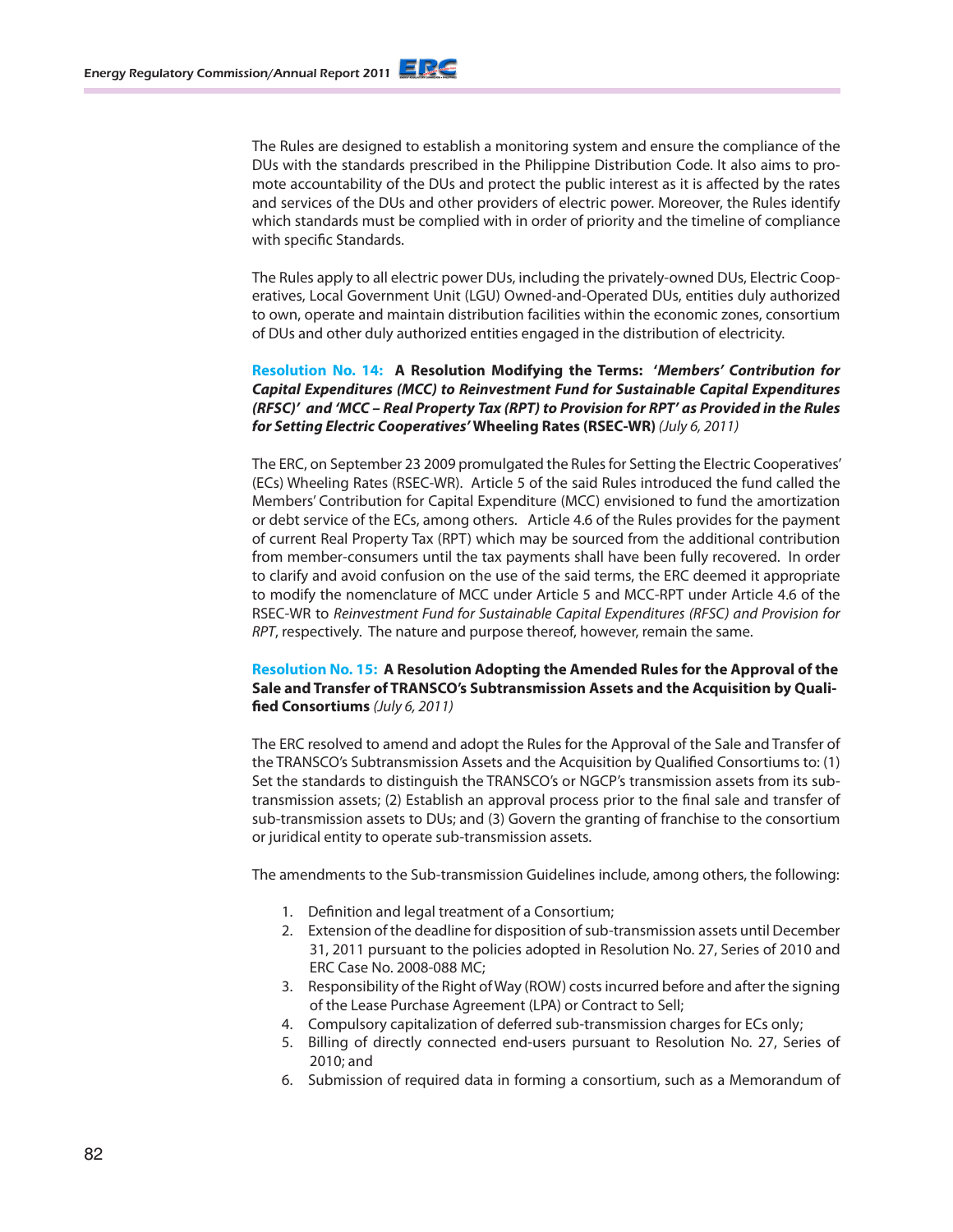The Rules are designed to establish a monitoring system and ensure the compliance of the DUs with the standards prescribed in the Philippine Distribution Code. It also aims to promote accountability of the DUs and protect the public interest as it is affected by the rates and services of the DUs and other providers of electric power. Moreover, the Rules identify which standards must be complied with in order of priority and the timeline of compliance with specific Standards.

The Rules apply to all electric power DUs, including the privately-owned DUs, Electric Cooperatives, Local Government Unit (LGU) Owned-and-Operated DUs, entities duly authorized to own, operate and maintain distribution facilities within the economic zones, consortium of DUs and other duly authorized entities engaged in the distribution of electricity.

**Resolution No. 14: A Resolution Modifying the Terms: '*Members' Contribution for Capital Expenditures (MCC) to Reinvestment Fund for Sustainable Capital Expenditures (RFSC)' and 'MCC – Real Property Tax (RPT) to Provision for RPT' as Provided in the Rules for Setting Electric Cooperatives'* Wheeling Rates (RSEC-WR)** *(July 6, 2011)*

The ERC, on September 23 2009 promulgated the Rules for Setting the Electric Cooperatives' (ECs) Wheeling Rates (RSEC-WR). Article 5 of the said Rules introduced the fund called the Members' Contribution for Capital Expenditure (MCC) envisioned to fund the amortization or debt service of the ECs, among others. Article 4.6 of the Rules provides for the payment of current Real Property Tax (RPT) which may be sourced from the additional contribution from member-consumers until the tax payments shall have been fully recovered. In order to clarify and avoid confusion on the use of the said terms, the ERC deemed it appropriate to modify the nomenclature of MCC under Article 5 and MCC-RPT under Article 4.6 of the RSEC-WR to *Reinvestment Fund for Sustainable Capital Expenditures (RFSC) and Provision for RPT*, respectively. The nature and purpose thereof, however, remain the same.

**Resolution No. 15: A Resolution Adopting the Amended Rules for the Approval of the Sale and Transfer of TRANSCO's Subtransmission Assets and the Acquisition by Qualified Consortiums** *(July 6, 2011)*

The ERC resolved to amend and adopt the Rules for the Approval of the Sale and Transfer of the TRANSCO's Subtransmission Assets and the Acquisition by Qualified Consortiums to: (1) Set the standards to distinguish the TRANSCO's or NGCP's transmission assets from its sub-transmission assets; (2) Establish an approval process prior to the final sale and transfer of sub-transmission assets to DUs; and (3) Govern the granting of franchise to the consortium or juridical entity to operate sub-transmission assets.

The amendments to the Sub-transmission Guidelines include, among others, the following:

1. Definition and legal treatment of a Consortium;
2. Extension of the deadline for disposition of sub-transmission assets until December 31, 2011 pursuant to the policies adopted in Resolution No. 27, Series of 2010 and ERC Case No. 2008-088 MC;
3. Responsibility of the Right of Way (ROW) costs incurred before and after the signing of the Lease Purchase Agreement (LPA) or Contract to Sell;
4. Compulsory capitalization of deferred sub-transmission charges for ECs only;
5. Billing of directly connected end-users pursuant to Resolution No. 27, Series of 2010; and
6. Submission of required data in forming a consortium, such as a Memorandum of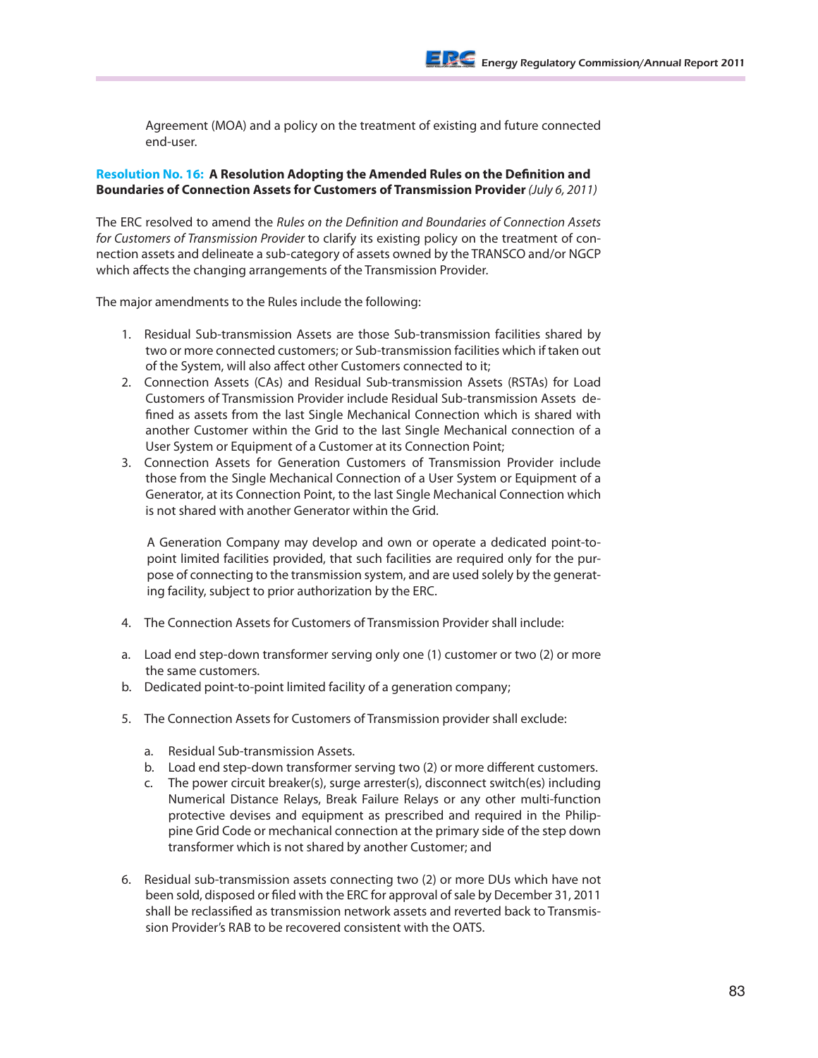Agreement (MOA) and a policy on the treatment of existing and future connected end-user.

**Resolution No. 16: A Resolution Adopting the Amended Rules on the Definition and Boundaries of Connection Assets for Customers of Transmission Provider** *(July 6, 2011)*

The ERC resolved to amend the *Rules on the Definition and Boundaries of Connection Assets for Customers of Transmission Provider* to clarify its existing policy on the treatment of connection assets and delineate a sub-category of assets owned by the TRANSCO and/or NGCP which affects the changing arrangements of the Transmission Provider.

The major amendments to the Rules include the following:

1. Residual Sub-transmission Assets are those Sub-transmission facilities shared by two or more connected customers; or Sub-transmission facilities which if taken out of the System, will also affect other Customers connected to it;
2. Connection Assets (CAs) and Residual Sub-transmission Assets (RSTAs) for Load Customers of Transmission Provider include Residual Sub-transmission Assets defined as assets from the last Single Mechanical Connection which is shared with another Customer within the Grid to the last Single Mechanical connection of a User System or Equipment of a Customer at its Connection Point;
3. Connection Assets for Generation Customers of Transmission Provider include those from the Single Mechanical Connection of a User System or Equipment of a Generator, at its Connection Point, to the last Single Mechanical Connection which is not shared with another Generator within the Grid.

   A Generation Company may develop and own or operate a dedicated point-to-point limited facilities provided, that such facilities are required only for the purpose of connecting to the transmission system, and are used solely by the generating facility, subject to prior authorization by the ERC.

4. The Connection Assets for Customers of Transmission Provider shall include:

   a. Load end step-down transformer serving only one (1) customer or two (2) or more the same customers.
   b. Dedicated point-to-point limited facility of a generation company;

5. The Connection Assets for Customers of Transmission provider shall exclude:

   a. Residual Sub-transmission Assets.
   b. Load end step-down transformer serving two (2) or more different customers.
   c. The power circuit breaker(s), surge arrester(s), disconnect switch(es) including Numerical Distance Relays, Break Failure Relays or any other multi-function protective devises and equipment as prescribed and required in the Philippine Grid Code or mechanical connection at the primary side of the step down transformer which is not shared by another Customer; and

6. Residual sub-transmission assets connecting two (2) or more DUs which have not been sold, disposed or filed with the ERC for approval of sale by December 31, 2011 shall be reclassified as transmission network assets and reverted back to Transmission Provider's RAB to be recovered consistent with the OATS.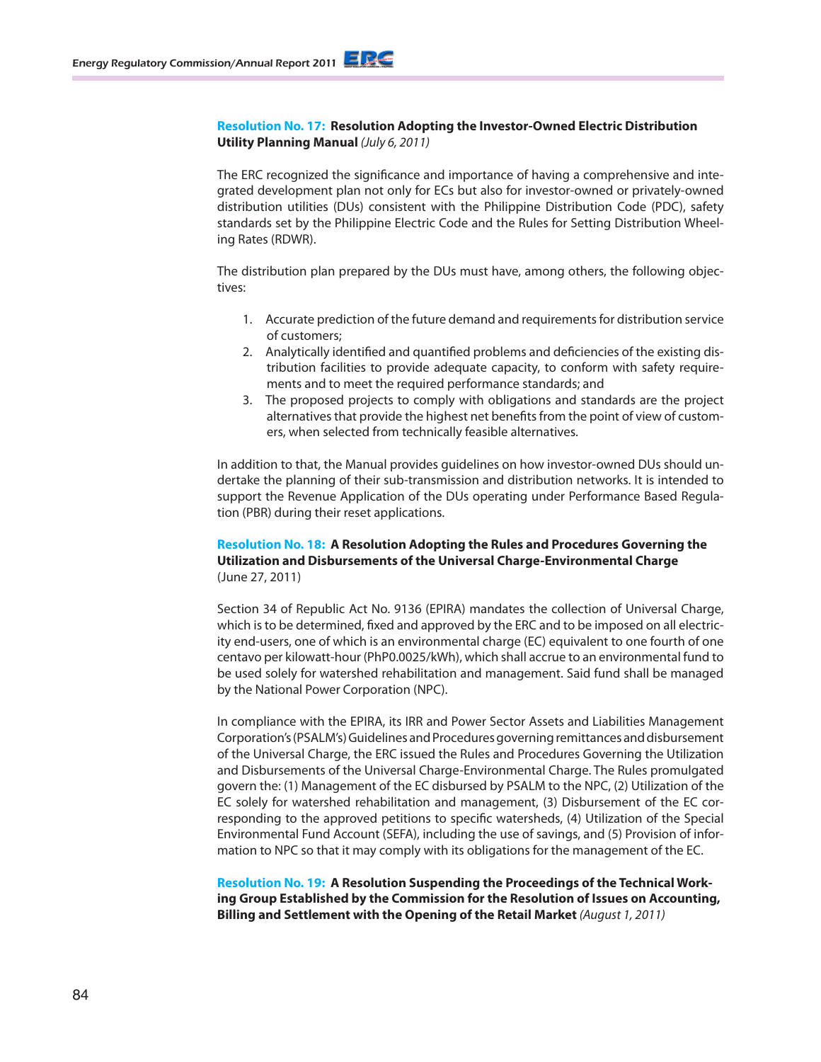**Resolution No. 17: Resolution Adopting the Investor-Owned Electric Distribution Utility Planning Manual** *(July 6, 2011)*

The ERC recognized the significance and importance of having a comprehensive and integrated development plan not only for ECs but also for investor-owned or privately-owned distribution utilities (DUs) consistent with the Philippine Distribution Code (PDC), safety standards set by the Philippine Electric Code and the Rules for Setting Distribution Wheeling Rates (RDWR).

The distribution plan prepared by the DUs must have, among others, the following objectives:

1. Accurate prediction of the future demand and requirements for distribution service of customers;
2. Analytically identified and quantified problems and deficiencies of the existing distribution facilities to provide adequate capacity, to conform with safety requirements and to meet the required performance standards; and
3. The proposed projects to comply with obligations and standards are the project alternatives that provide the highest net benefits from the point of view of customers, when selected from technically feasible alternatives.

In addition to that, the Manual provides guidelines on how investor-owned DUs should undertake the planning of their sub-transmission and distribution networks. It is intended to support the Revenue Application of the DUs operating under Performance Based Regulation (PBR) during their reset applications.

**Resolution No. 18: A Resolution Adopting the Rules and Procedures Governing the Utilization and Disbursements of the Universal Charge-Environmental Charge** (June 27, 2011)

Section 34 of Republic Act No. 9136 (EPIRA) mandates the collection of Universal Charge, which is to be determined, fixed and approved by the ERC and to be imposed on all electricity end-users, one of which is an environmental charge (EC) equivalent to one fourth of one centavo per kilowatt-hour (PhP0.0025/kWh), which shall accrue to an environmental fund to be used solely for watershed rehabilitation and management. Said fund shall be managed by the National Power Corporation (NPC).

In compliance with the EPIRA, its IRR and Power Sector Assets and Liabilities Management Corporation's (PSALM's) Guidelines and Procedures governing remittances and disbursement of the Universal Charge, the ERC issued the Rules and Procedures Governing the Utilization and Disbursements of the Universal Charge-Environmental Charge. The Rules promulgated govern the: (1) Management of the EC disbursed by PSALM to the NPC, (2) Utilization of the EC solely for watershed rehabilitation and management, (3) Disbursement of the EC corresponding to the approved petitions to specific watersheds, (4) Utilization of the Special Environmental Fund Account (SEFA), including the use of savings, and (5) Provision of information to NPC so that it may comply with its obligations for the management of the EC.

**Resolution No. 19: A Resolution Suspending the Proceedings of the Technical Working Group Established by the Commission for the Resolution of Issues on Accounting, Billing and Settlement with the Opening of the Retail Market** *(August 1, 2011)*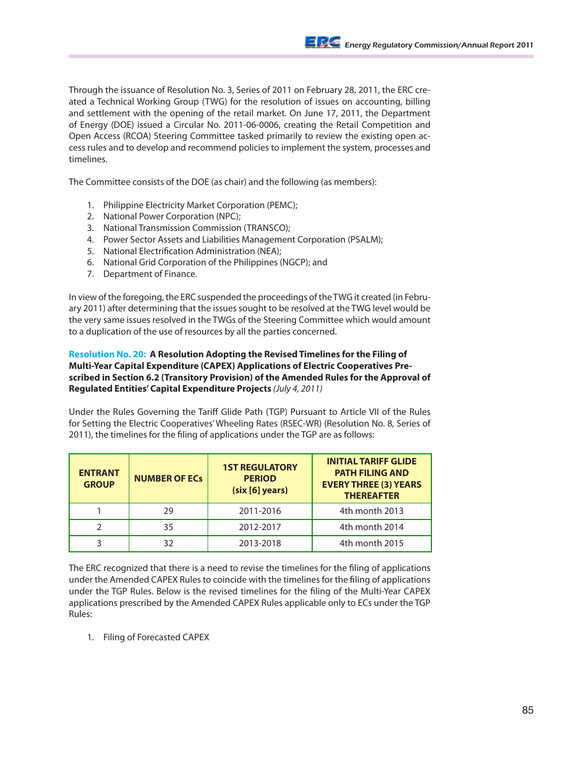Through the issuance of Resolution No. 3, Series of 2011 on February 28, 2011, the ERC created a Technical Working Group (TWG) for the resolution of issues on accounting, billing and settlement with the opening of the retail market. On June 17, 2011, the Department of Energy (DOE) issued a Circular No. 2011-06-0006, creating the Retail Competition and Open Access (RCOA) Steering Committee tasked primarily to review the existing open access rules and to develop and recommend policies to implement the system, processes and timelines.

The Committee consists of the DOE (as chair) and the following (as members):

1. Philippine Electricity Market Corporation (PEMC);
2. National Power Corporation (NPC);
3. National Transmission Commission (TRANSCO);
4. Power Sector Assets and Liabilities Management Corporation (PSALM);
5. National Electrification Administration (NEA);
6. National Grid Corporation of the Philippines (NGCP); and
7. Department of Finance.

In view of the foregoing, the ERC suspended the proceedings of the TWG it created (in February 2011) after determining that the issues sought to be resolved at the TWG level would be the very same issues resolved in the TWGs of the Steering Committee which would amount to a duplication of the use of resources by all the parties concerned.

**Resolution No. 20: A Resolution Adopting the Revised Timelines for the Filing of Multi-Year Capital Expenditure (CAPEX) Applications of Electric Cooperatives Prescribed in Section 6.2 (Transitory Provision) of the Amended Rules for the Approval of Regulated Entities' Capital Expenditure Projects** *(July 4, 2011)*

Under the Rules Governing the Tariff Glide Path (TGP) Pursuant to Article VII of the Rules for Setting the Electric Cooperatives' Wheeling Rates (RSEC-WR) (Resolution No. 8, Series of 2011), the timelines for the filing of applications under the TGP are as follows:

| ENTRANT GROUP | NUMBER OF ECs | 1ST REGULATORY PERIOD (six [6] years) | INITIAL TARIFF GLIDE PATH FILING AND EVERY THREE (3) YEARS THEREAFTER |
|---|---|---|---|
| 1 | 29 | 2011-2016 | 4th month 2013 |
| 2 | 35 | 2012-2017 | 4th month 2014 |
| 3 | 32 | 2013-2018 | 4th month 2015 |

The ERC recognized that there is a need to revise the timelines for the filing of applications under the Amended CAPEX Rules to coincide with the timelines for the filing of applications under the TGP Rules. Below is the revised timelines for the filing of the Multi-Year CAPEX applications prescribed by the Amended CAPEX Rules applicable only to ECs under the TGP Rules:

1. Filing of Forecasted CAPEX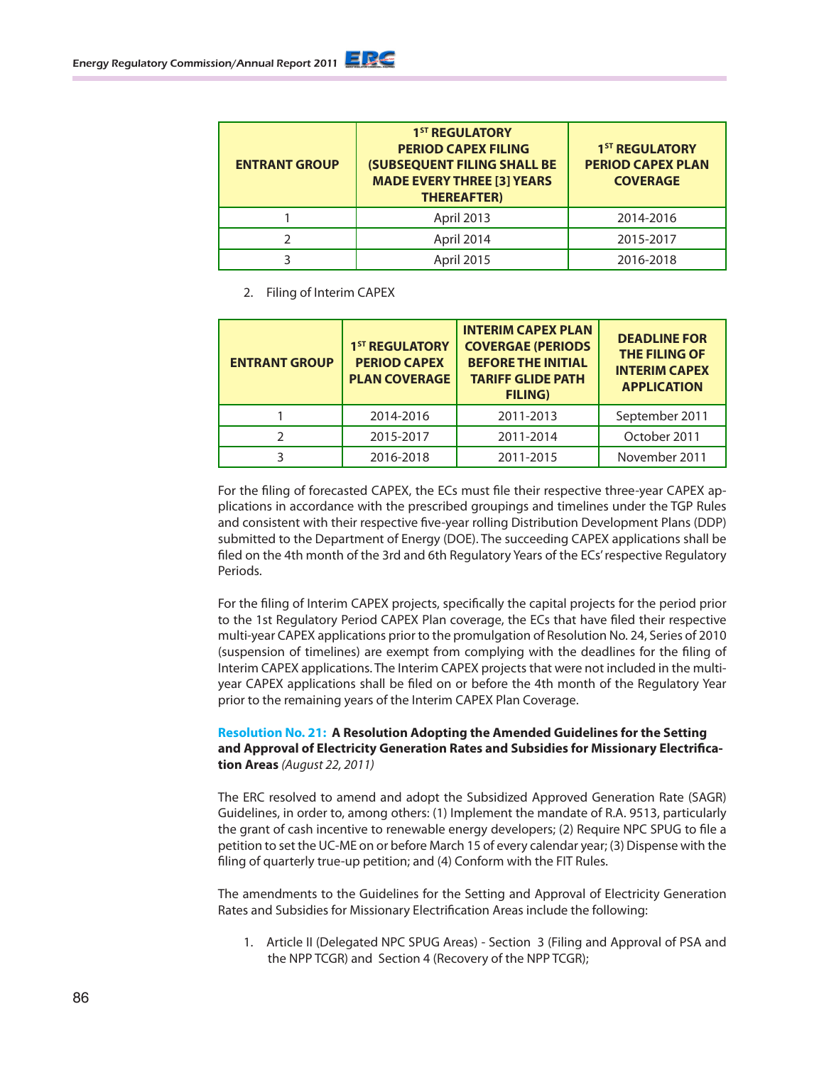| ENTRANT GROUP | 1ST REGULATORY PERIOD CAPEX FILING (SUBSEQUENT FILING SHALL BE MADE EVERY THREE [3] YEARS THEREAFTER) | 1ST REGULATORY PERIOD CAPEX PLAN COVERAGE |
|---|---|---|
| 1 | April 2013 | 2014-2016 |
| 2 | April 2014 | 2015-2017 |
| 3 | April 2015 | 2016-2018 |

2. Filing of Interim CAPEX

| ENTRANT GROUP | 1ST REGULATORY PERIOD CAPEX PLAN COVERAGE | INTERIM CAPEX PLAN COVERGAE (PERIODS BEFORE THE INITIAL TARIFF GLIDE PATH FILING) | DEADLINE FOR THE FILING OF INTERIM CAPEX APPLICATION |
|---|---|---|---|
| 1 | 2014-2016 | 2011-2013 | September 2011 |
| 2 | 2015-2017 | 2011-2014 | October 2011 |
| 3 | 2016-2018 | 2011-2015 | November 2011 |

For the filing of forecasted CAPEX, the ECs must file their respective three-year CAPEX applications in accordance with the prescribed groupings and timelines under the TGP Rules and consistent with their respective five-year rolling Distribution Development Plans (DDP) submitted to the Department of Energy (DOE). The succeeding CAPEX applications shall be filed on the 4th month of the 3rd and 6th Regulatory Years of the ECs' respective Regulatory Periods.

For the filing of Interim CAPEX projects, specifically the capital projects for the period prior to the 1st Regulatory Period CAPEX Plan coverage, the ECs that have filed their respective multi-year CAPEX applications prior to the promulgation of Resolution No. 24, Series of 2010 (suspension of timelines) are exempt from complying with the deadlines for the filing of Interim CAPEX applications. The Interim CAPEX projects that were not included in the multi-year CAPEX applications shall be filed on or before the 4th month of the Regulatory Year prior to the remaining years of the Interim CAPEX Plan Coverage.

**Resolution No. 21: A Resolution Adopting the Amended Guidelines for the Setting and Approval of Electricity Generation Rates and Subsidies for Missionary Electrification Areas** *(August 22, 2011)*

The ERC resolved to amend and adopt the Subsidized Approved Generation Rate (SAGR) Guidelines, in order to, among others: (1) Implement the mandate of R.A. 9513, particularly the grant of cash incentive to renewable energy developers; (2) Require NPC SPUG to file a petition to set the UC-ME on or before March 15 of every calendar year; (3) Dispense with the filing of quarterly true-up petition; and (4) Conform with the FIT Rules.

The amendments to the Guidelines for the Setting and Approval of Electricity Generation Rates and Subsidies for Missionary Electrification Areas include the following:

1. Article II (Delegated NPC SPUG Areas) - Section 3 (Filing and Approval of PSA and the NPP TCGR) and Section 4 (Recovery of the NPP TCGR);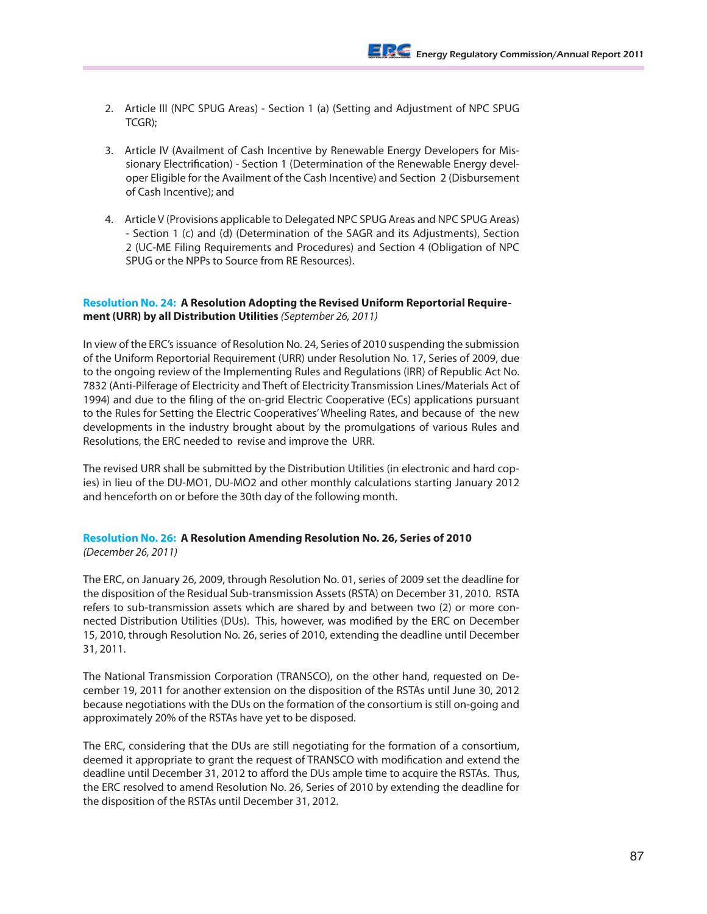2. Article III (NPC SPUG Areas) - Section 1 (a) (Setting and Adjustment of NPC SPUG TCGR);

3. Article IV (Availment of Cash Incentive by Renewable Energy Developers for Missionary Electrification) - Section 1 (Determination of the Renewable Energy developer Eligible for the Availment of the Cash Incentive) and Section 2 (Disbursement of Cash Incentive); and

4. Article V (Provisions applicable to Delegated NPC SPUG Areas and NPC SPUG Areas) - Section 1 (c) and (d) (Determination of the SAGR and its Adjustments), Section 2 (UC-ME Filing Requirements and Procedures) and Section 4 (Obligation of NPC SPUG or the NPPs to Source from RE Resources).

**Resolution No. 24: A Resolution Adopting the Revised Uniform Reportorial Requirement (URR) by all Distribution Utilities** *(September 26, 2011)*

In view of the ERC's issuance of Resolution No. 24, Series of 2010 suspending the submission of the Uniform Reportorial Requirement (URR) under Resolution No. 17, Series of 2009, due to the ongoing review of the Implementing Rules and Regulations (IRR) of Republic Act No. 7832 (Anti-Pilferage of Electricity and Theft of Electricity Transmission Lines/Materials Act of 1994) and due to the filing of the on-grid Electric Cooperative (ECs) applications pursuant to the Rules for Setting the Electric Cooperatives' Wheeling Rates, and because of the new developments in the industry brought about by the promulgations of various Rules and Resolutions, the ERC needed to revise and improve the URR.

The revised URR shall be submitted by the Distribution Utilities (in electronic and hard copies) in lieu of the DU-MO1, DU-MO2 and other monthly calculations starting January 2012 and henceforth on or before the 30th day of the following month.

**Resolution No. 26: A Resolution Amending Resolution No. 26, Series of 2010** *(December 26, 2011)*

The ERC, on January 26, 2009, through Resolution No. 01, series of 2009 set the deadline for the disposition of the Residual Sub-transmission Assets (RSTA) on December 31, 2010. RSTA refers to sub-transmission assets which are shared by and between two (2) or more connected Distribution Utilities (DUs). This, however, was modified by the ERC on December 15, 2010, through Resolution No. 26, series of 2010, extending the deadline until December 31, 2011.

The National Transmission Corporation (TRANSCO), on the other hand, requested on December 19, 2011 for another extension on the disposition of the RSTAs until June 30, 2012 because negotiations with the DUs on the formation of the consortium is still on-going and approximately 20% of the RSTAs have yet to be disposed.

The ERC, considering that the DUs are still negotiating for the formation of a consortium, deemed it appropriate to grant the request of TRANSCO with modification and extend the deadline until December 31, 2012 to afford the DUs ample time to acquire the RSTAs. Thus, the ERC resolved to amend Resolution No. 26, Series of 2010 by extending the deadline for the disposition of the RSTAs until December 31, 2012.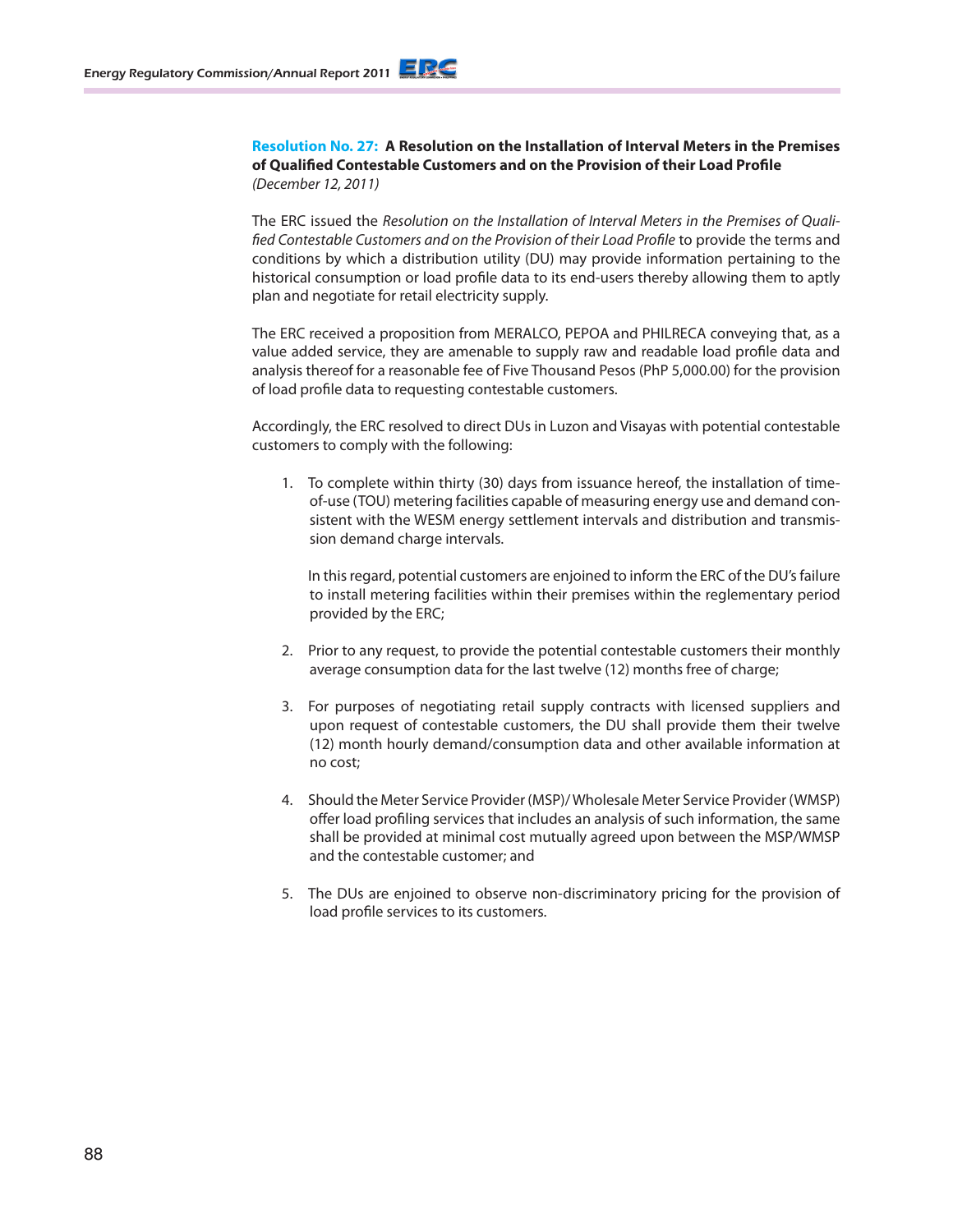**Resolution No. 27: A Resolution on the Installation of Interval Meters in the Premises of Qualified Contestable Customers and on the Provision of their Load Profile**
*(December 12, 2011)*

The ERC issued the *Resolution on the Installation of Interval Meters in the Premises of Qualified Contestable Customers and on the Provision of their Load Profile* to provide the terms and conditions by which a distribution utility (DU) may provide information pertaining to the historical consumption or load profile data to its end-users thereby allowing them to aptly plan and negotiate for retail electricity supply.

The ERC received a proposition from MERALCO, PEPOA and PHILRECA conveying that, as a value added service, they are amenable to supply raw and readable load profile data and analysis thereof for a reasonable fee of Five Thousand Pesos (PhP 5,000.00) for the provision of load profile data to requesting contestable customers.

Accordingly, the ERC resolved to direct DUs in Luzon and Visayas with potential contestable customers to comply with the following:

1. To complete within thirty (30) days from issuance hereof, the installation of time-of-use (TOU) metering facilities capable of measuring energy use and demand consistent with the WESM energy settlement intervals and distribution and transmission demand charge intervals.

   In this regard, potential customers are enjoined to inform the ERC of the DU's failure to install metering facilities within their premises within the reglementary period provided by the ERC;

2. Prior to any request, to provide the potential contestable customers their monthly average consumption data for the last twelve (12) months free of charge;

3. For purposes of negotiating retail supply contracts with licensed suppliers and upon request of contestable customers, the DU shall provide them their twelve (12) month hourly demand/consumption data and other available information at no cost;

4. Should the Meter Service Provider (MSP)/ Wholesale Meter Service Provider (WMSP) offer load profiling services that includes an analysis of such information, the same shall be provided at minimal cost mutually agreed upon between the MSP/WMSP and the contestable customer; and

5. The DUs are enjoined to observe non-discriminatory pricing for the provision of load profile services to its customers.